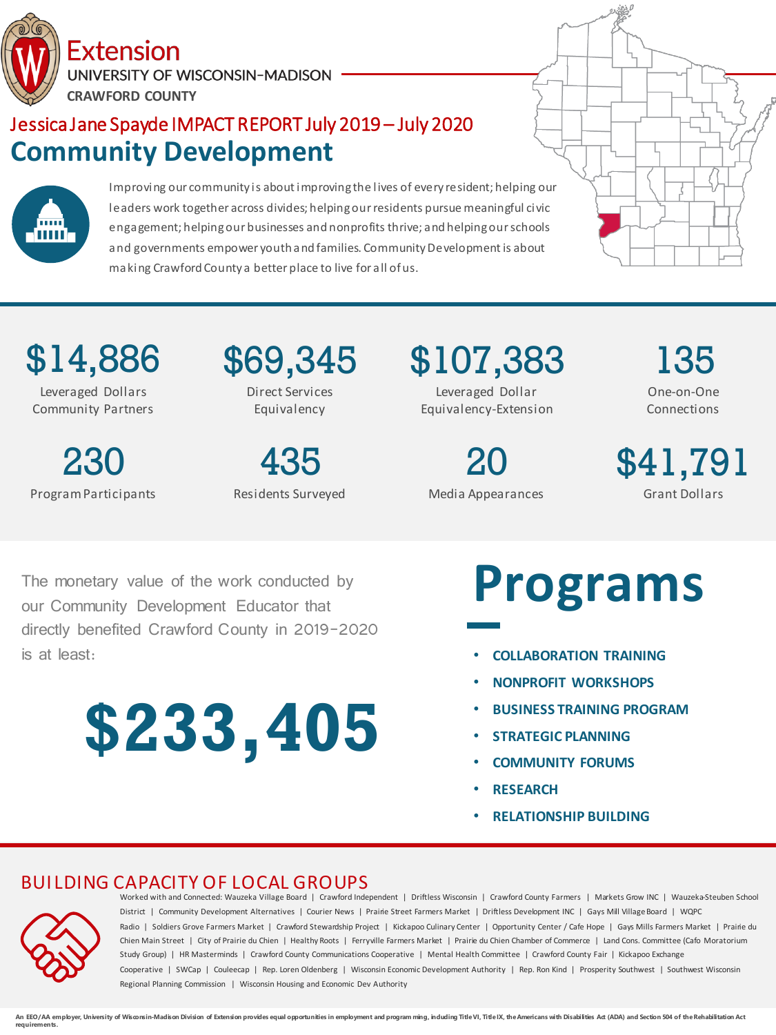Extension
UNIVERSITY OF WISCONSIN-MADISON
CRAWFORD COUNTY

Jessica Jane Spayde IMPACT REPORT July 2019 – July 2020

# Community Development

Improving our community is about improving the lives of every resident; helping our leaders work together across divides; helping our residents pursue meaningful civic engagement; helping our businesses and nonprofits thrive; and helping our schools and governments empower youth and families. Community Development is about making Crawford County a better place to live for all of us.

| | | | |
|---|---|---|---|
| **$14,886** Leveraged Dollars Community Partners | **$69,345** Direct Services Equivalency | **$107,383** Leveraged Dollar Equivalency-Extension | **135** One-on-One Connections |
| **230** Program Participants | **435** Residents Surveyed | **20** Media Appearances | **$41,791** Grant Dollars |

The monetary value of the work conducted by our Community Development Educator that directly benefited Crawford County in 2019-2020 is at least:

**$233,405**

## Programs

- COLLABORATION TRAINING
- NONPROFIT WORKSHOPS
- BUSINESS TRAINING PROGRAM
- STRATEGIC PLANNING
- COMMUNITY FORUMS
- RESEARCH
- RELATIONSHIP BUILDING

## BUILDING CAPACITY OF LOCAL GROUPS

Worked with and Connected: Wauzeka Village Board | Crawford Independent | Driftless Wisconsin | Crawford County Farmers | Markets Grow INC | Wauzeka-Steuben School District | Community Development Alternatives | Courier News | Prairie Street Farmers Market | Driftless Development INC | Gays Mill Village Board | WQPC Radio | Soldiers Grove Farmers Market | Crawford Stewardship Project | Kickapoo Culinary Center | Opportunity Center / Cafe Hope | Gays Mills Farmers Market | Prairie du Chien Main Street | City of Prairie du Chien | Healthy Roots | Ferryville Farmers Market | Prairie du Chien Chamber of Commerce | Land Cons. Committee (Cafo Moratorium Study Group) | HR Masterminds | Crawford County Communications Cooperative | Mental Health Committee | Crawford County Fair | Kickapoo Exchange Cooperative | SWCap | Couleecap | Rep. Loren Oldenberg | Wisconsin Economic Development Authority | Rep. Ron Kind | Prosperity Southwest | Southwest Wisconsin Regional Planning Commission | Wisconsin Housing and Economic Dev Authority

An EEO/AA employer, University of Wisconsin-Madison Division of Extension provides equal opportunities in employment and programming, including Title VI, Title IX, the Americans with Disabilities Act (ADA) and Section 504 of the Rehabilitation Act requirements.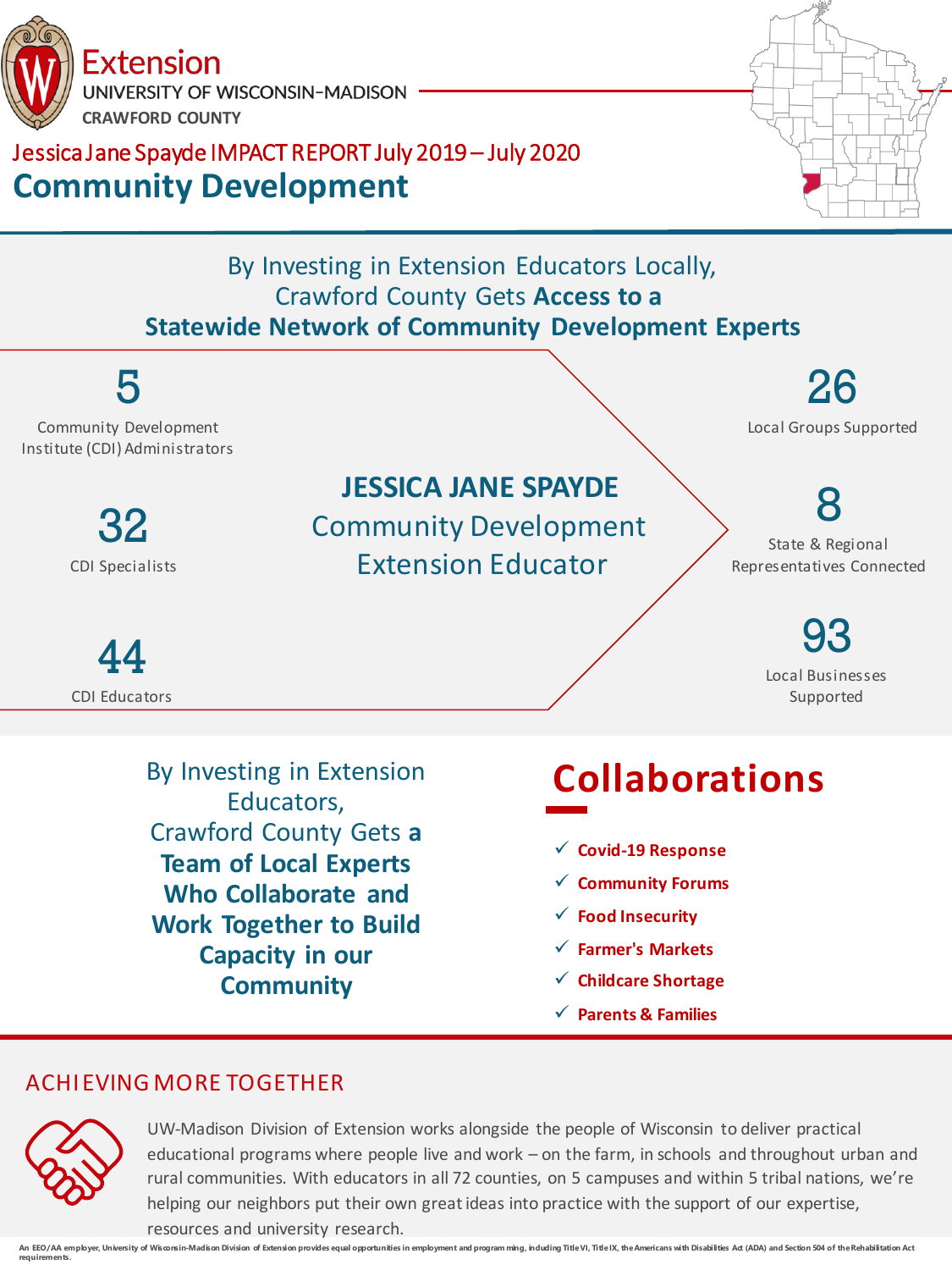Extension
UNIVERSITY OF WISCONSIN–MADISON
CRAWFORD COUNTY

Jessica Jane Spayde IMPACT REPORT July 2019 – July 2020

# Community Development

## By Investing in Extension Educators Locally, Crawford County Gets **Access to a Statewide Network of Community Development Experts**

**5**
Community Development Institute (CDI) Administrators

**32**
CDI Specialists

**44**
CDI Educators

**JESSICA JANE SPAYDE**
Community Development Extension Educator

**26**
Local Groups Supported

**8**
State & Regional Representatives Connected

**93**
Local Businesses Supported

## By Investing in Extension Educators, Crawford County Gets **a Team of Local Experts Who Collaborate and Work Together to Build Capacity in our Community**

## Collaborations

- ✓ Covid-19 Response
- ✓ Community Forums
- ✓ Food Insecurity
- ✓ Farmer's Markets
- ✓ Childcare Shortage
- ✓ Parents & Families

## ACHIEVING MORE TOGETHER

UW-Madison Division of Extension works alongside the people of Wisconsin to deliver practical educational programs where people live and work – on the farm, in schools and throughout urban and rural communities. With educators in all 72 counties, on 5 campuses and within 5 tribal nations, we're helping our neighbors put their own great ideas into practice with the support of our expertise, resources and university research.

An EEO/AA employer, University of Wisconsin-Madison Division of Extension provides equal opportunities in employment and programming, including Title VI, Title IX, the Americans with Disabilities Act (ADA) and Section 504 of the Rehabilitation Act requirements.